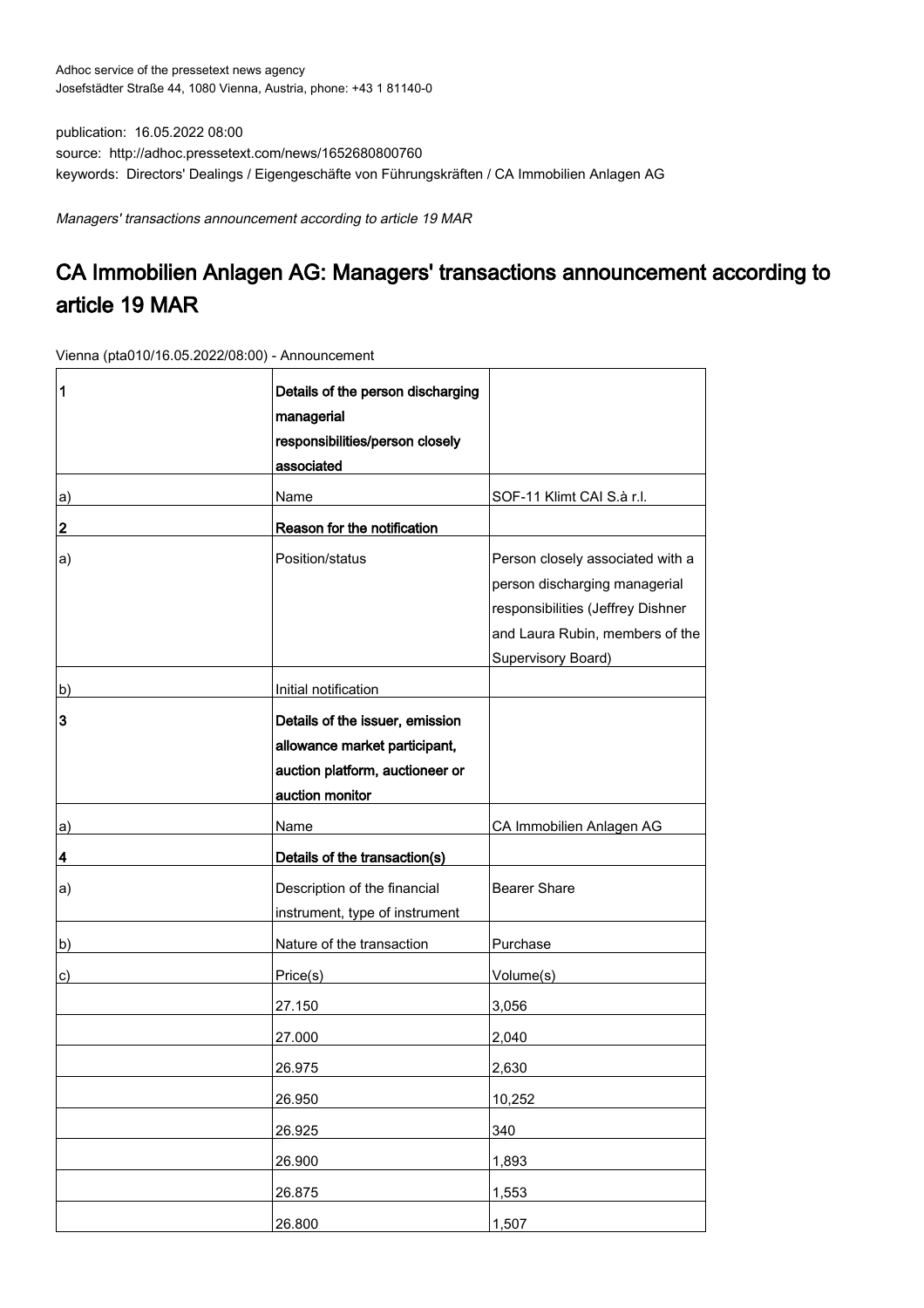Adhoc service of the pressetext news agency
Josefstädter Straße 44, 1080 Vienna, Austria, phone: +43 1 81140-0

publication: 16.05.2022 08:00
source: http://adhoc.pressetext.com/news/1652680800760
keywords: Directors' Dealings / Eigengeschäfte von Führungskräften / CA Immobilien Anlagen AG

*Managers' transactions announcement according to article 19 MAR*

# CA Immobilien Anlagen AG: Managers' transactions announcement according to article 19 MAR

Vienna (pta010/16.05.2022/08:00) - Announcement

| 1 | **Details of the person discharging managerial responsibilities/person closely associated** | |
|---|---|---|
| a) | Name | SOF-11 Klimt CAI S.à r.l. |
| **2** | **Reason for the notification** | |
| a) | Position/status | Person closely associated with a person discharging managerial responsibilities (Jeffrey Dishner and Laura Rubin, members of the Supervisory Board) |
| b) | Initial notification | |
| **3** | **Details of the issuer, emission allowance market participant, auction platform, auctioneer or auction monitor** | |
| a) | Name | CA Immobilien Anlagen AG |
| **4** | **Details of the transaction(s)** | |
| a) | Description of the financial instrument, type of instrument | Bearer Share |
| b) | Nature of the transaction | Purchase |
| c) | Price(s) | Volume(s) |
| | 27.150 | 3,056 |
| | 27.000 | 2,040 |
| | 26.975 | 2,630 |
| | 26.950 | 10,252 |
| | 26.925 | 340 |
| | 26.900 | 1,893 |
| | 26.875 | 1,553 |
| | 26.800 | 1,507 |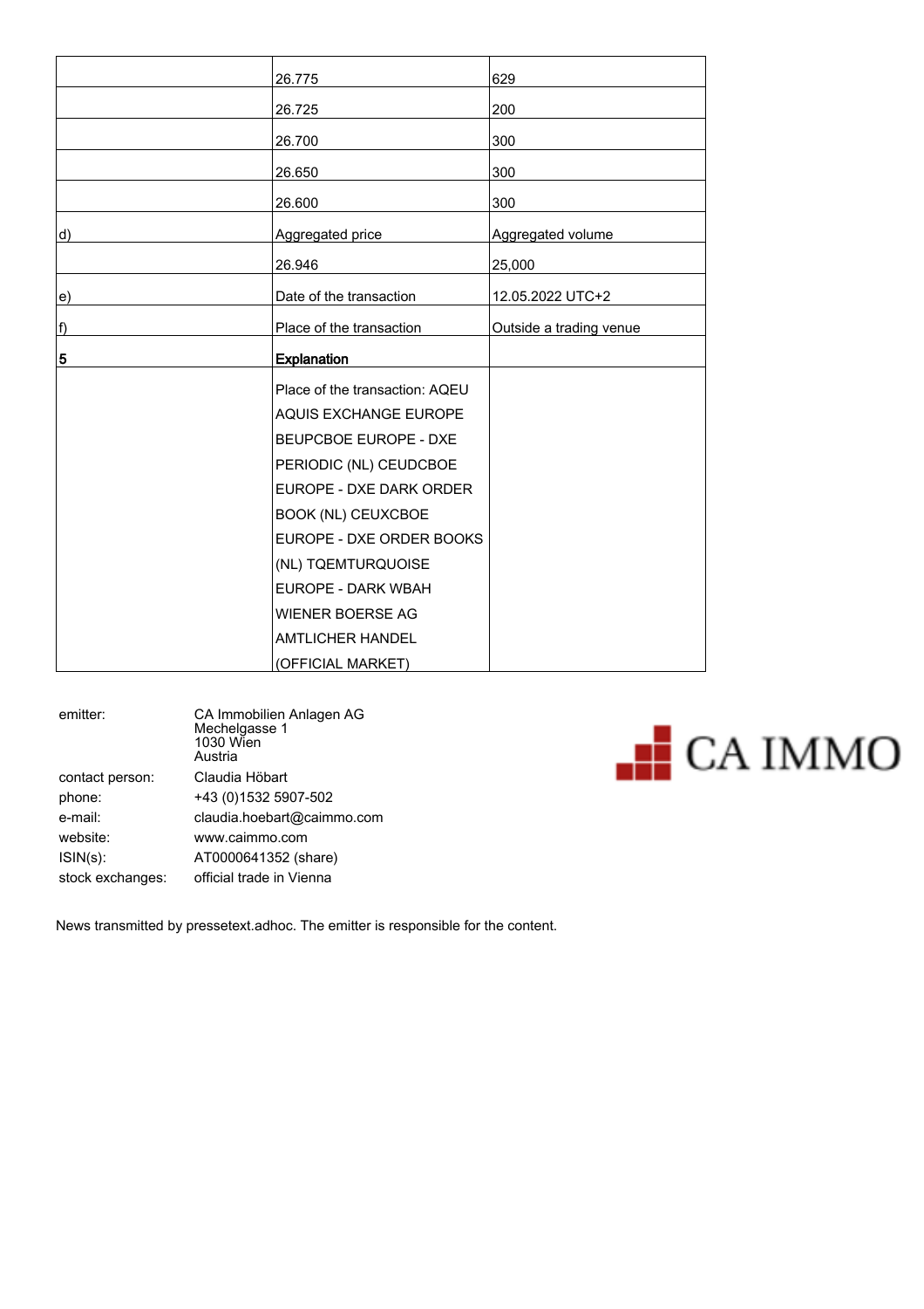| | | |
|---|---|---|
| | 26.775 | 629 |
| | 26.725 | 200 |
| | 26.700 | 300 |
| | 26.650 | 300 |
| | 26.600 | 300 |
| d) | Aggregated price | Aggregated volume |
| | 26.946 | 25,000 |
| e) | Date of the transaction | 12.05.2022 UTC+2 |
| f) | Place of the transaction | Outside a trading venue |
| **5** | **Explanation** | |
| | Place of the transaction: AQEU AQUIS EXCHANGE EUROPE BEUPCBOE EUROPE - DXE PERIODIC (NL) CEUDCBOE EUROPE - DXE DARK ORDER BOOK (NL) CEUXCBOE EUROPE - DXE ORDER BOOKS (NL) TQEMTURQUOISE EUROPE - DARK WBAH WIENER BOERSE AG AMTLICHER HANDEL (OFFICIAL MARKET) | |

| | |
|---|---|
| emitter: | CA Immobilien Anlagen AG<br>Mechelgasse 1<br>1030 Wien<br>Austria |
| contact person: | Claudia Höbart |
| phone: | +43 (0)1532 5907-502 |
| e-mail: | claudia.hoebart@caimmo.com |
| website: | www.caimmo.com |
| ISIN(s): | AT0000641352 (share) |
| stock exchanges: | official trade in Vienna |

CA IMMO

News transmitted by pressetext.adhoc. The emitter is responsible for the content.